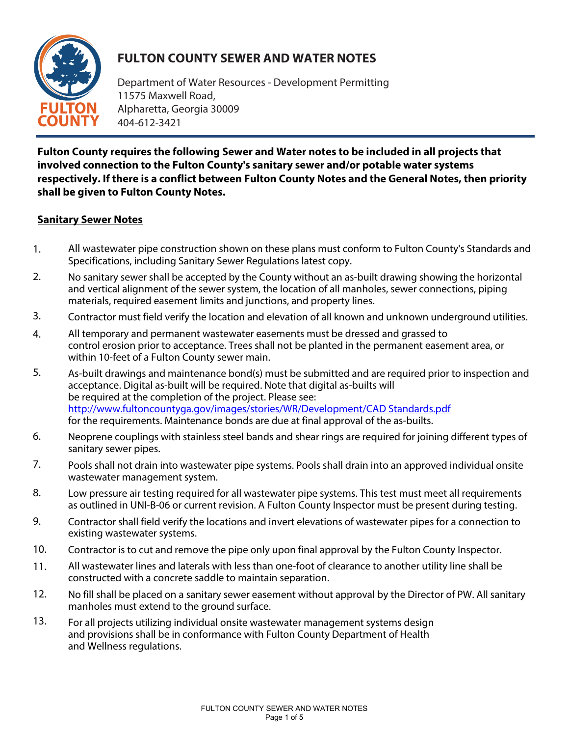# FULTON COUNTY SEWER AND WATER NOTES

Department of Water Resources - Development Permitting
11575 Maxwell Road,
Alpharetta, Georgia 30009
404-612-3421

**Fulton County requires the following Sewer and Water notes to be included in all projects that involved connection to the Fulton County's sanitary sewer and/or potable water systems respectively. If there is a conflict between Fulton County Notes and the General Notes, then priority shall be given to Fulton County Notes.**

## Sanitary Sewer Notes

1. All wastewater pipe construction shown on these plans must conform to Fulton County's Standards and Specifications, including Sanitary Sewer Regulations latest copy.
2. No sanitary sewer shall be accepted by the County without an as-built drawing showing the horizontal and vertical alignment of the sewer system, the location of all manholes, sewer connections, piping materials, required easement limits and junctions, and property lines.
3. Contractor must field verify the location and elevation of all known and unknown underground utilities.
4. All temporary and permanent wastewater easements must be dressed and grassed to control erosion prior to acceptance. Trees shall not be planted in the permanent easement area, or within 10-feet of a Fulton County sewer main.
5. As-built drawings and maintenance bond(s) must be submitted and are required prior to inspection and acceptance. Digital as-built will be required. Note that digital as-builts will be required at the completion of the project. Please see: http://www.fultoncountyga.gov/images/stories/WR/Development/CAD Standards.pdf for the requirements. Maintenance bonds are due at final approval of the as-builts.
6. Neoprene couplings with stainless steel bands and shear rings are required for joining different types of sanitary sewer pipes.
7. Pools shall not drain into wastewater pipe systems. Pools shall drain into an approved individual onsite wastewater management system.
8. Low pressure air testing required for all wastewater pipe systems. This test must meet all requirements as outlined in UNI-B-06 or current revision. A Fulton County Inspector must be present during testing.
9. Contractor shall field verify the locations and invert elevations of wastewater pipes for a connection to existing wastewater systems.
10. Contractor is to cut and remove the pipe only upon final approval by the Fulton County Inspector.
11. All wastewater lines and laterals with less than one-foot of clearance to another utility line shall be constructed with a concrete saddle to maintain separation.
12. No fill shall be placed on a sanitary sewer easement without approval by the Director of PW. All sanitary manholes must extend to the ground surface.
13. For all projects utilizing individual onsite wastewater management systems design and provisions shall be in conformance with Fulton County Department of Health and Wellness regulations.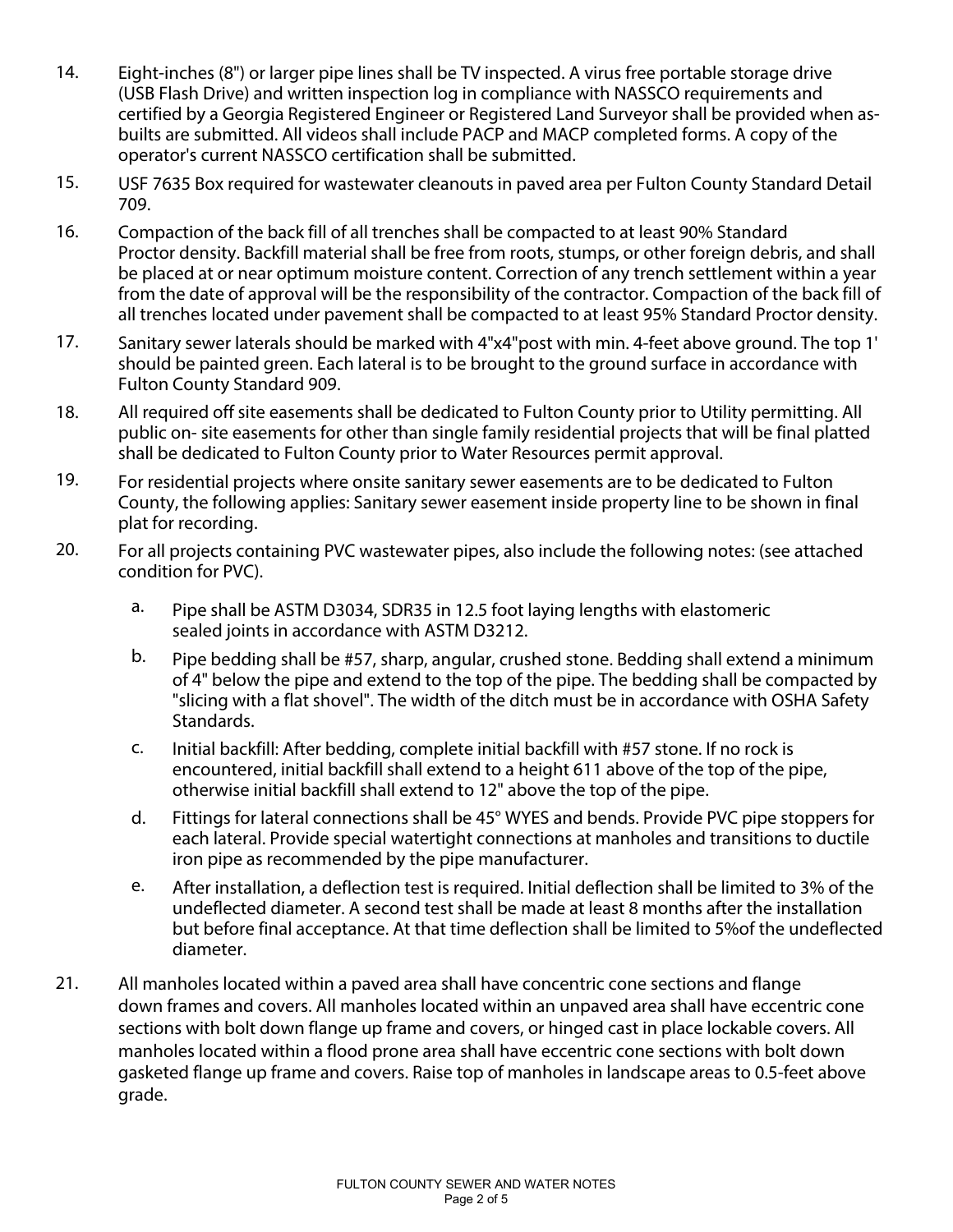14. Eight-inches (8") or larger pipe lines shall be TV inspected. A virus free portable storage drive (USB Flash Drive) and written inspection log in compliance with NASSCO requirements and certified by a Georgia Registered Engineer or Registered Land Surveyor shall be provided when as-builts are submitted. All videos shall include PACP and MACP completed forms. A copy of the operator's current NASSCO certification shall be submitted.

15. USF 7635 Box required for wastewater cleanouts in paved area per Fulton County Standard Detail 709.

16. Compaction of the back fill of all trenches shall be compacted to at least 90% Standard Proctor density. Backfill material shall be free from roots, stumps, or other foreign debris, and shall be placed at or near optimum moisture content. Correction of any trench settlement within a year from the date of approval will be the responsibility of the contractor. Compaction of the back fill of all trenches located under pavement shall be compacted to at least 95% Standard Proctor density.

17. Sanitary sewer laterals should be marked with 4"x4"post with min. 4-feet above ground. The top 1' should be painted green. Each lateral is to be brought to the ground surface in accordance with Fulton County Standard 909.

18. All required off site easements shall be dedicated to Fulton County prior to Utility permitting. All public on- site easements for other than single family residential projects that will be final platted shall be dedicated to Fulton County prior to Water Resources permit approval.

19. For residential projects where onsite sanitary sewer easements are to be dedicated to Fulton County, the following applies: Sanitary sewer easement inside property line to be shown in final plat for recording.

20. For all projects containing PVC wastewater pipes, also include the following notes: (see attached condition for PVC).

    a. Pipe shall be ASTM D3034, SDR35 in 12.5 foot laying lengths with elastomeric sealed joints in accordance with ASTM D3212.

    b. Pipe bedding shall be #57, sharp, angular, crushed stone. Bedding shall extend a minimum of 4" below the pipe and extend to the top of the pipe. The bedding shall be compacted by "slicing with a flat shovel". The width of the ditch must be in accordance with OSHA Safety Standards.

    c. Initial backfill: After bedding, complete initial backfill with #57 stone. If no rock is encountered, initial backfill shall extend to a height 611 above of the top of the pipe, otherwise initial backfill shall extend to 12" above the top of the pipe.

    d. Fittings for lateral connections shall be 45° WYES and bends. Provide PVC pipe stoppers for each lateral. Provide special watertight connections at manholes and transitions to ductile iron pipe as recommended by the pipe manufacturer.

    e. After installation, a deflection test is required. Initial deflection shall be limited to 3% of the undeflected diameter. A second test shall be made at least 8 months after the installation but before final acceptance. At that time deflection shall be limited to 5%of the undeflected diameter.

21. All manholes located within a paved area shall have concentric cone sections and flange down frames and covers. All manholes located within an unpaved area shall have eccentric cone sections with bolt down flange up frame and covers, or hinged cast in place lockable covers. All manholes located within a flood prone area shall have eccentric cone sections with bolt down gasketed flange up frame and covers. Raise top of manholes in landscape areas to 0.5-feet above grade.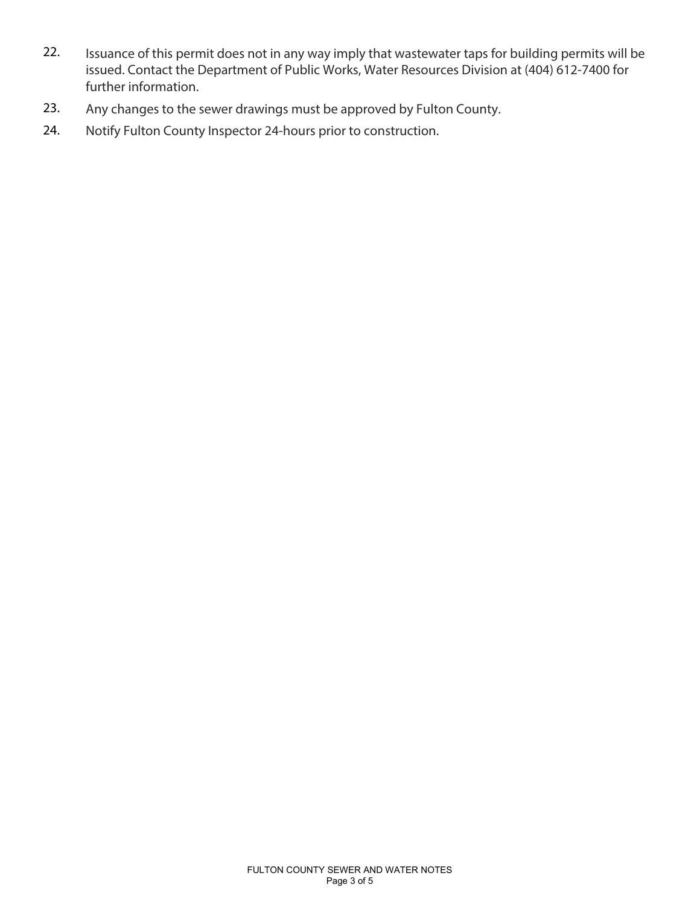22. Issuance of this permit does not in any way imply that wastewater taps for building permits will be issued. Contact the Department of Public Works, Water Resources Division at (404) 612-7400 for further information.
23. Any changes to the sewer drawings must be approved by Fulton County.
24. Notify Fulton County Inspector 24-hours prior to construction.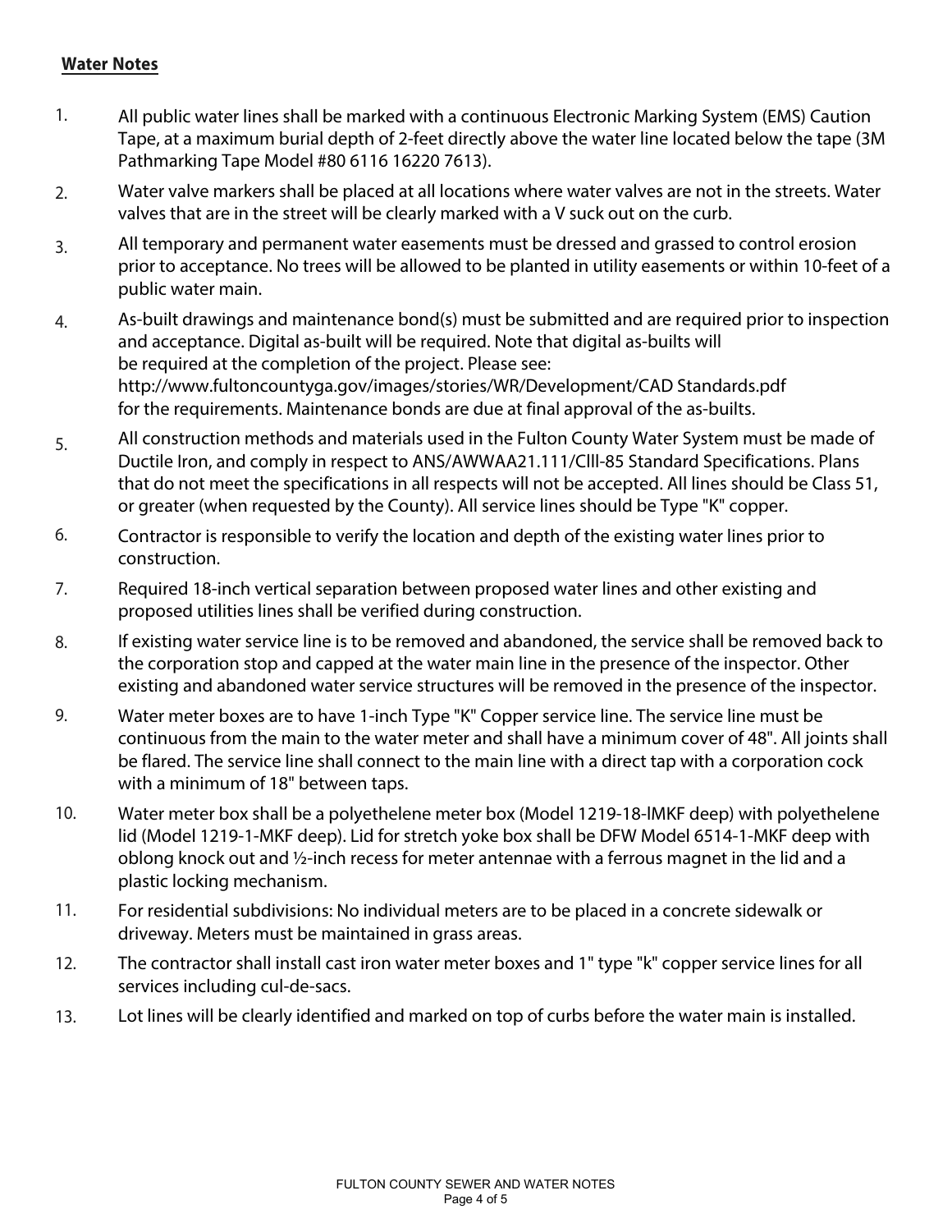**Water Notes**

1. All public water lines shall be marked with a continuous Electronic Marking System (EMS) Caution Tape, at a maximum burial depth of 2-feet directly above the water line located below the tape (3M Pathmarking Tape Model #80 6116 16220 7613).
2. Water valve markers shall be placed at all locations where water valves are not in the streets. Water valves that are in the street will be clearly marked with a V suck out on the curb.
3. All temporary and permanent water easements must be dressed and grassed to control erosion prior to acceptance. No trees will be allowed to be planted in utility easements or within 10-feet of a public water main.
4. As-built drawings and maintenance bond(s) must be submitted and are required prior to inspection and acceptance. Digital as-built will be required. Note that digital as-builts will be required at the completion of the project. Please see: http://www.fultoncountyga.gov/images/stories/WR/Development/CAD Standards.pdf for the requirements. Maintenance bonds are due at final approval of the as-builts.
5. All construction methods and materials used in the Fulton County Water System must be made of Ductile Iron, and comply in respect to ANS/AWWAA21.111/ClII-85 Standard Specifications. Plans that do not meet the specifications in all respects will not be accepted. All lines should be Class 51, or greater (when requested by the County). All service lines should be Type "K" copper.
6. Contractor is responsible to verify the location and depth of the existing water lines prior to construction.
7. Required 18-inch vertical separation between proposed water lines and other existing and proposed utilities lines shall be verified during construction.
8. If existing water service line is to be removed and abandoned, the service shall be removed back to the corporation stop and capped at the water main line in the presence of the inspector. Other existing and abandoned water service structures will be removed in the presence of the inspector.
9. Water meter boxes are to have 1-inch Type "K" Copper service line. The service line must be continuous from the main to the water meter and shall have a minimum cover of 48". All joints shall be flared. The service line shall connect to the main line with a direct tap with a corporation cock with a minimum of 18" between taps.
10. Water meter box shall be a polyethelene meter box (Model 1219-18-lMKF deep) with polyethelene lid (Model 1219-1-MKF deep). Lid for stretch yoke box shall be DFW Model 6514-1-MKF deep with oblong knock out and ½-inch recess for meter antennae with a ferrous magnet in the lid and a plastic locking mechanism.
11. For residential subdivisions: No individual meters are to be placed in a concrete sidewalk or driveway. Meters must be maintained in grass areas.
12. The contractor shall install cast iron water meter boxes and 1" type "k" copper service lines for all services including cul-de-sacs.
13. Lot lines will be clearly identified and marked on top of curbs before the water main is installed.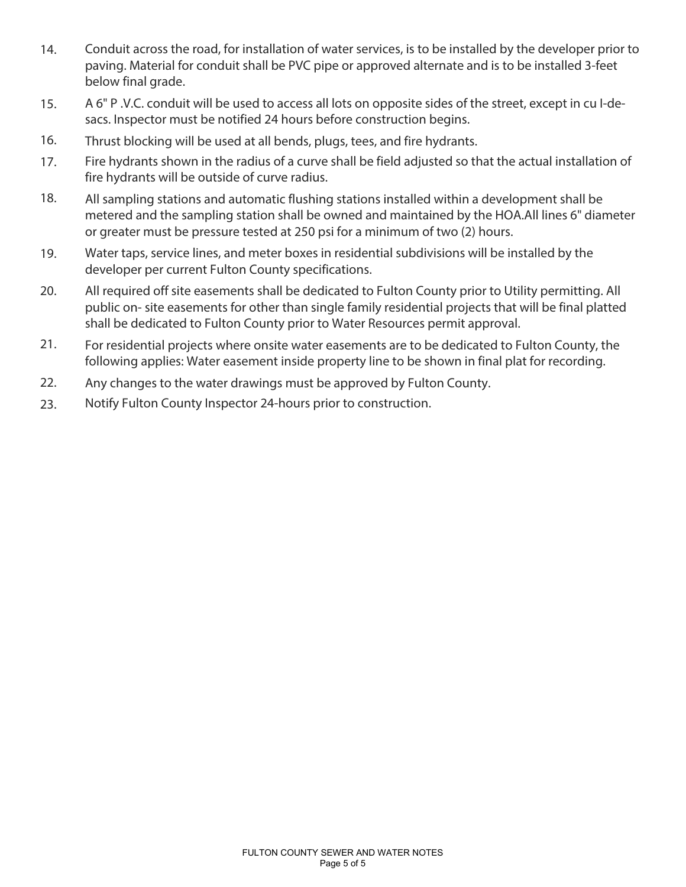14. Conduit across the road, for installation of water services, is to be installed by the developer prior to paving. Material for conduit shall be PVC pipe or approved alternate and is to be installed 3-feet below final grade.
15. A 6" P .V.C. conduit will be used to access all lots on opposite sides of the street, except in cu l-de-sacs. Inspector must be notified 24 hours before construction begins.
16. Thrust blocking will be used at all bends, plugs, tees, and fire hydrants.
17. Fire hydrants shown in the radius of a curve shall be field adjusted so that the actual installation of fire hydrants will be outside of curve radius.
18. All sampling stations and automatic flushing stations installed within a development shall be metered and the sampling station shall be owned and maintained by the HOA.All lines 6" diameter or greater must be pressure tested at 250 psi for a minimum of two (2) hours.
19. Water taps, service lines, and meter boxes in residential subdivisions will be installed by the developer per current Fulton County specifications.
20. All required off site easements shall be dedicated to Fulton County prior to Utility permitting. All public on- site easements for other than single family residential projects that will be final platted shall be dedicated to Fulton County prior to Water Resources permit approval.
21. For residential projects where onsite water easements are to be dedicated to Fulton County, the following applies: Water easement inside property line to be shown in final plat for recording.
22. Any changes to the water drawings must be approved by Fulton County.
23. Notify Fulton County Inspector 24-hours prior to construction.